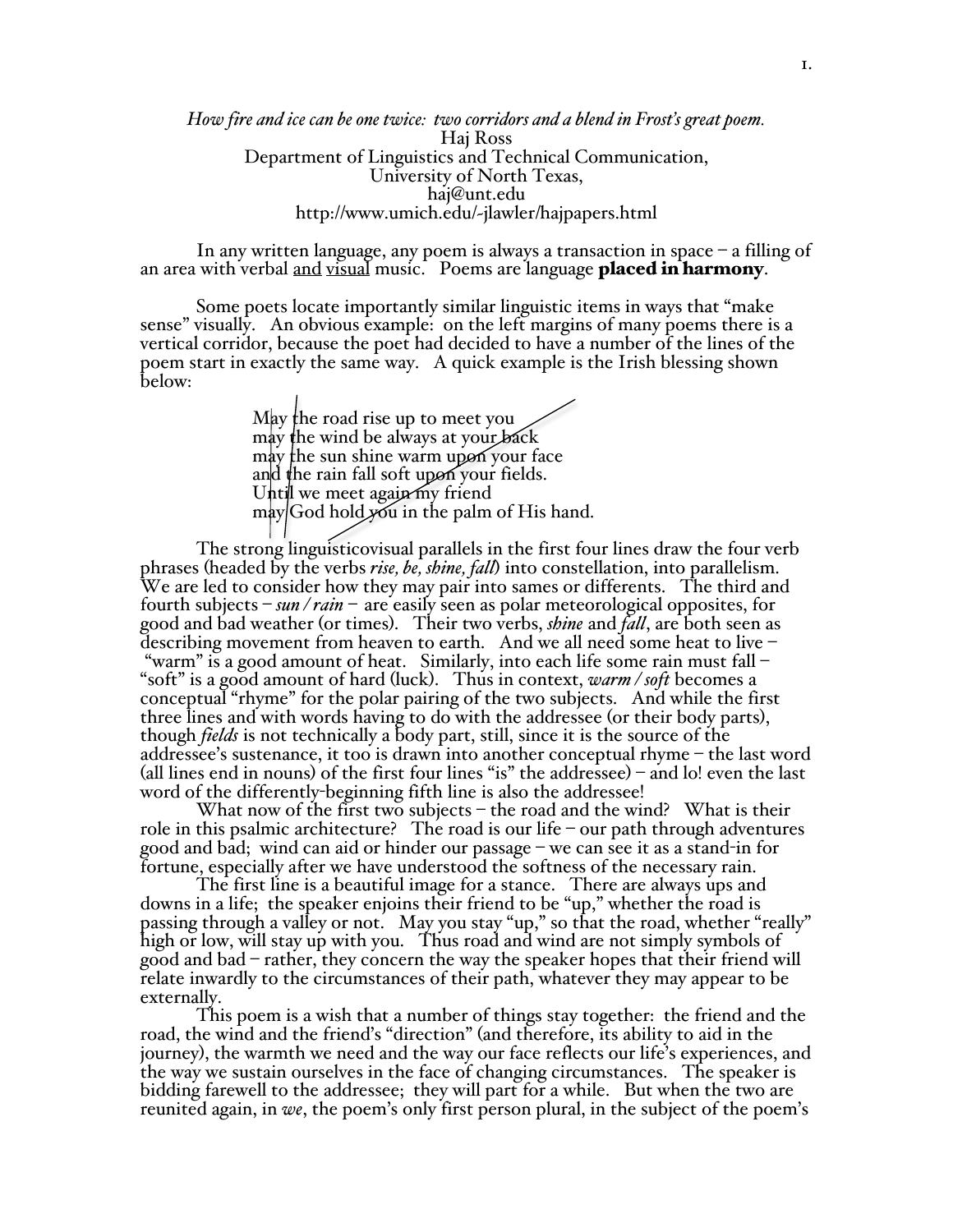*How fire and ice can be one twice: two corridors and a blend in Frost's great poem.*

Haj Ross

Department of Linguistics and Technical Communication,

University of North Texas,

haj@unt.edu

http://www.umich.edu/~jlawler/hajpapers.html

In any written language, any poem is always a transaction in space – a filling of an area with verbal <u>and</u> <u>visual</u> music. Poems are language **placed in harmony**.

Some poets locate importantly similar linguistic items in ways that "make sense" visually. An obvious example: on the left margins of many poems there is a vertical corridor, because the poet had decided to have a number of the lines of the poem start in exactly the same way. A quick example is the Irish blessing shown below:

> May the road rise up to meet you
> may the wind be always at your back
> may the sun shine warm upon your face
> and the rain fall soft upon your fields.
> Until we meet again my friend
> may God hold you in the palm of His hand.

The strong linguisticovisual parallels in the first four lines draw the four verb phrases (headed by the verbs *rise, be, shine, fall*) into constellation, into parallelism. We are led to consider how they may pair into sames or differents. The third and fourth subjects – *sun / rain* – are easily seen as polar meteorological opposites, for good and bad weather (or times). Their two verbs, *shine* and *fall*, are both seen as describing movement from heaven to earth. And we all need some heat to live – "warm" is a good amount of heat. Similarly, into each life some rain must fall – "soft" is a good amount of hard (luck). Thus in context, *warm / soft* becomes a conceptual "rhyme" for the polar pairing of the two subjects. And while the first three lines and with words having to do with the addressee (or their body parts), though *fields* is not technically a body part, still, since it is the source of the addressee's sustenance, it too is drawn into another conceptual rhyme – the last word (all lines end in nouns) of the first four lines "is" the addressee) – and lo! even the last word of the differently-beginning fifth line is also the addressee!

What now of the first two subjects – the road and the wind? What is their role in this psalmic architecture? The road is our life – our path through adventures good and bad; wind can aid or hinder our passage – we can see it as a stand-in for fortune, especially after we have understood the softness of the necessary rain.

The first line is a beautiful image for a stance. There are always ups and downs in a life; the speaker enjoins their friend to be "up," whether the road is passing through a valley or not. May you stay "up," so that the road, whether "really" high or low, will stay up with you. Thus road and wind are not simply symbols of good and bad – rather, they concern the way the speaker hopes that their friend will relate inwardly to the circumstances of their path, whatever they may appear to be externally.

This poem is a wish that a number of things stay together: the friend and the road, the wind and the friend's "direction" (and therefore, its ability to aid in the journey), the warmth we need and the way our face reflects our life's experiences, and the way we sustain ourselves in the face of changing circumstances. The speaker is bidding farewell to the addressee; they will part for a while. But when the two are reunited again, in *we*, the poem's only first person plural, in the subject of the poem's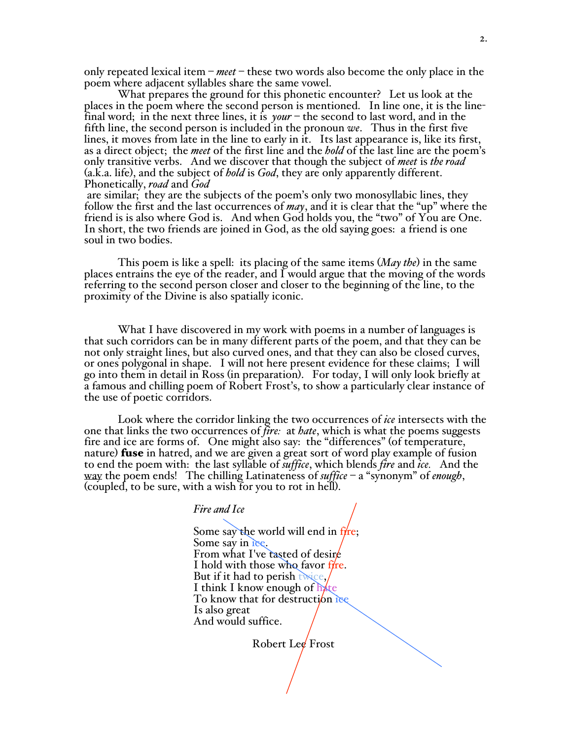only repeated lexical item – *meet* – these two words also become the only place in the poem where adjacent syllables share the same vowel.

What prepares the ground for this phonetic encounter? Let us look at the places in the poem where the second person is mentioned. In line one, it is the line-final word; in the next three lines, it is *your* – the second to last word, and in the fifth line, the second person is included in the pronoun *we*. Thus in the first five lines, it moves from late in the line to early in it. Its last appearance is, like its first, as a direct object; the *meet* of the first line and the *hold* of the last line are the poem's only transitive verbs. And we discover that though the subject of *meet* is *the road* (a.k.a. life), and the subject of *hold* is *God*, they are only apparently different. Phonetically, *road* and *God* are similar; they are the subjects of the poem's only two monosyllabic lines, they follow the first and the last occurrences of *may*, and it is clear that the "up" where the friend is is also where God is. And when God holds you, the "two" of You are One. In short, the two friends are joined in God, as the old saying goes: a friend is one soul in two bodies.

This poem is like a spell: its placing of the same items (*May the*) in the same places entrains the eye of the reader, and I would argue that the moving of the words referring to the second person closer and closer to the beginning of the line, to the proximity of the Divine is also spatially iconic.

What I have discovered in my work with poems in a number of languages is that such corridors can be in many different parts of the poem, and that they can be not only straight lines, but also curved ones, and that they can also be closed curves, or ones polygonal in shape. I will not here present evidence for these claims; I will go into them in detail in Ross (in preparation). For today, I will only look briefly at a famous and chilling poem of Robert Frost's, to show a particularly clear instance of the use of poetic corridors.

Look where the corridor linking the two occurrences of *ice* intersects with the one that links the two occurrences of *fire:* at *hate*, which is what the poems suggests fire and ice are forms of. One might also say: the "differences" (of temperature, nature) **fuse** in hatred, and we are given a great sort of word play example of fusion to end the poem with: the last syllable of *suffice*, which blends *fire* and *ice.* And the way the poem ends! The chilling Latinateness of *suffice* – a "synonym" of *enough*, (coupled, to be sure, with a wish for you to rot in hell).

*Fire and Ice*

Some say the world will end in fire;  
Some say in ice.  
From what I've tasted of desire  
I hold with those who favor fire.  
But if it had to perish twice,  
I think I know enough of hate  
To know that for destruction ice  
Is also great  
And would suffice.

Robert Lee Frost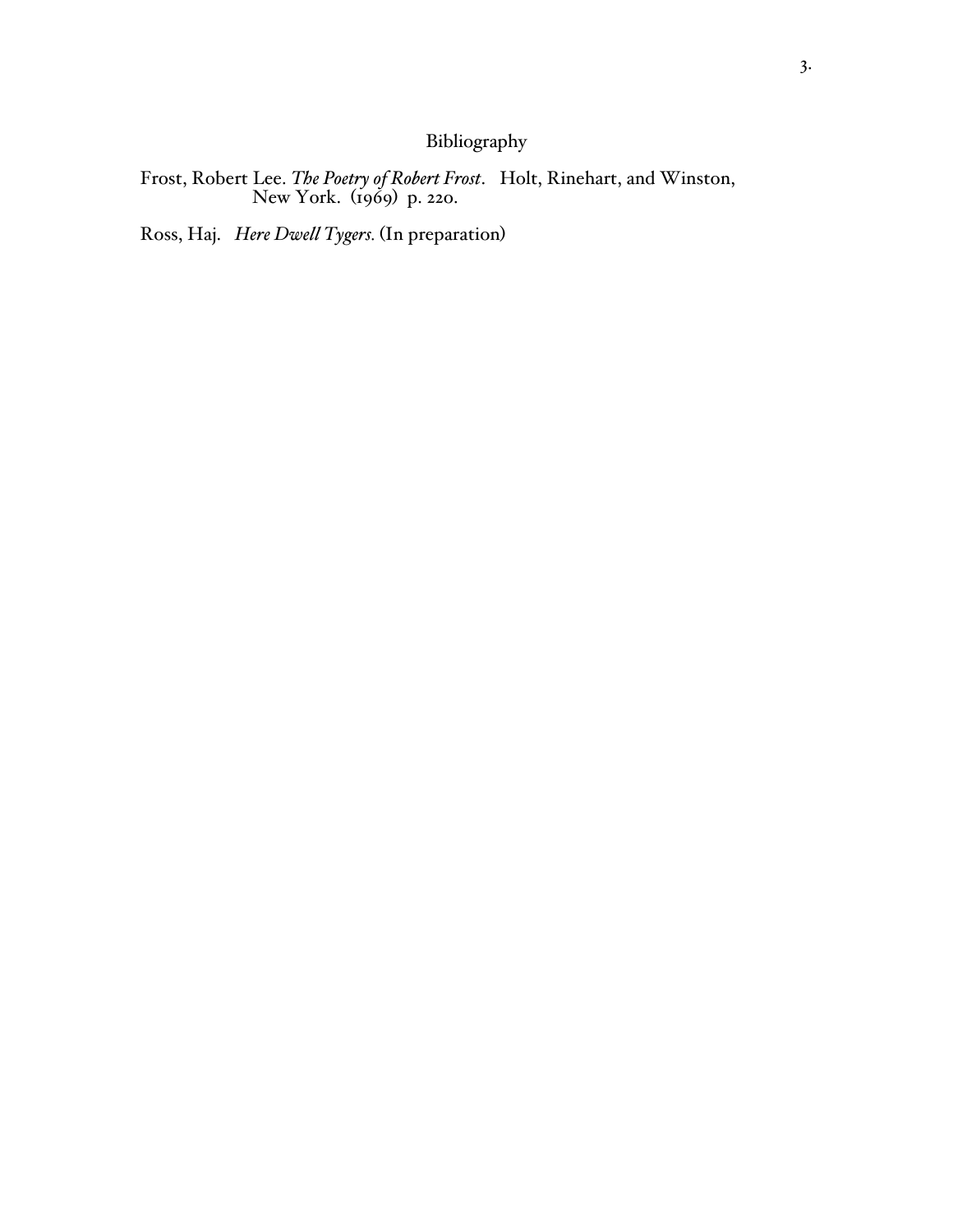# Bibliography

Frost, Robert Lee. *The Poetry of Robert Frost*. Holt, Rinehart, and Winston, New York. (1969) p. 220.

Ross, Haj. *Here Dwell Tygers.* (In preparation)